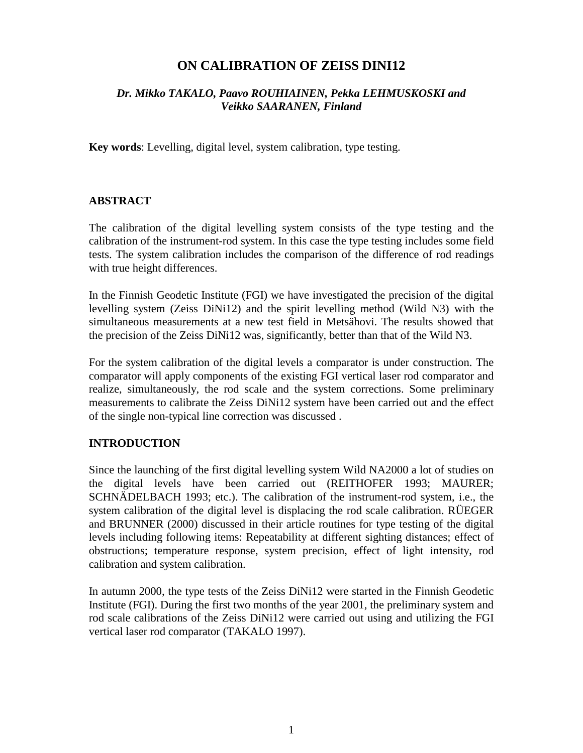# ON CALIBRATION OF ZEISS DINI12

***Dr. Mikko TAKALO, Paavo ROUHIAINEN, Pekka LEHMUSKOSKI and Veikko SAARANEN, Finland***

**Key words**: Levelling, digital level, system calibration, type testing.

## ABSTRACT

The calibration of the digital levelling system consists of the type testing and the calibration of the instrument-rod system. In this case the type testing includes some field tests. The system calibration includes the comparison of the difference of rod readings with true height differences.

In the Finnish Geodetic Institute (FGI) we have investigated the precision of the digital levelling system (Zeiss DiNi12) and the spirit levelling method (Wild N3) with the simultaneous measurements at a new test field in Metsähovi. The results showed that the precision of the Zeiss DiNi12 was, significantly, better than that of the Wild N3.

For the system calibration of the digital levels a comparator is under construction. The comparator will apply components of the existing FGI vertical laser rod comparator and realize, simultaneously, the rod scale and the system corrections. Some preliminary measurements to calibrate the Zeiss DiNi12 system have been carried out and the effect of the single non-typical line correction was discussed .

## INTRODUCTION

Since the launching of the first digital levelling system Wild NA2000 a lot of studies on the digital levels have been carried out (REITHOFER 1993; MAURER; SCHNÄDELBACH 1993; etc.). The calibration of the instrument-rod system, i.e., the system calibration of the digital level is displacing the rod scale calibration. RÜEGER and BRUNNER (2000) discussed in their article routines for type testing of the digital levels including following items: Repeatability at different sighting distances; effect of obstructions; temperature response, system precision, effect of light intensity, rod calibration and system calibration.

In autumn 2000, the type tests of the Zeiss DiNi12 were started in the Finnish Geodetic Institute (FGI). During the first two months of the year 2001, the preliminary system and rod scale calibrations of the Zeiss DiNi12 were carried out using and utilizing the FGI vertical laser rod comparator (TAKALO 1997).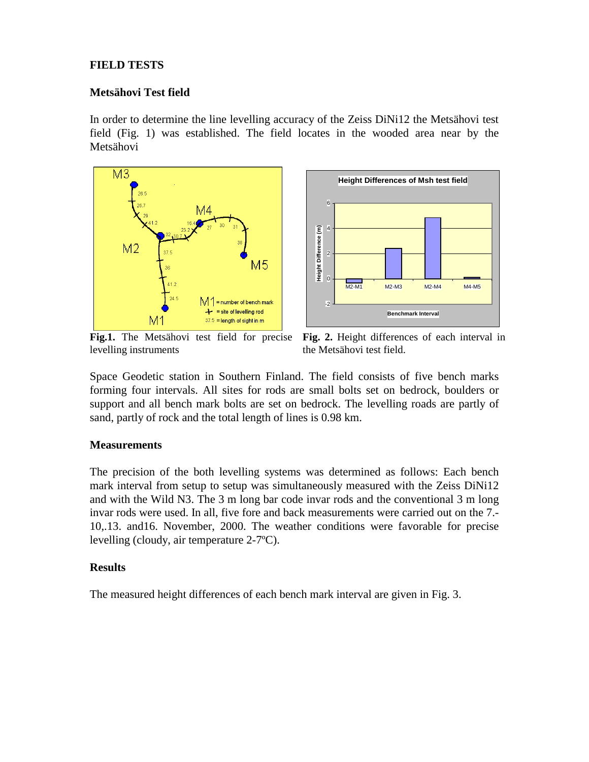## FIELD TESTS

### Metsähovi Test field

In order to determine the line levelling accuracy of the Zeiss DiNi12 the Metsähovi test field (Fig. 1) was established. The field locates in the wooded area near by the Metsähovi Space Geodetic station in Southern Finland. The field consists of five bench marks forming four intervals. All sites for rods are small bolts set on bedrock, boulders or support and all bench mark bolts are set on bedrock. The levelling roads are partly of sand, partly of rock and the total length of lines is 0.98 km.

**Fig.1.** The Metsähovi test field for precise levelling instruments

**Fig. 2.** Height differences of each interval in the Metsähovi test field.

### Measurements

The precision of the both levelling systems was determined as follows: Each bench mark interval from setup to setup was simultaneously measured with the Zeiss DiNi12 and with the Wild N3. The 3 m long bar code invar rods and the conventional 3 m long invar rods were used. In all, five fore and back measurements were carried out on the 7.-10,.13. and16. November, 2000. The weather conditions were favorable for precise levelling (cloudy, air temperature 2-7ºC).

### Results

The measured height differences of each bench mark interval are given in Fig. 3.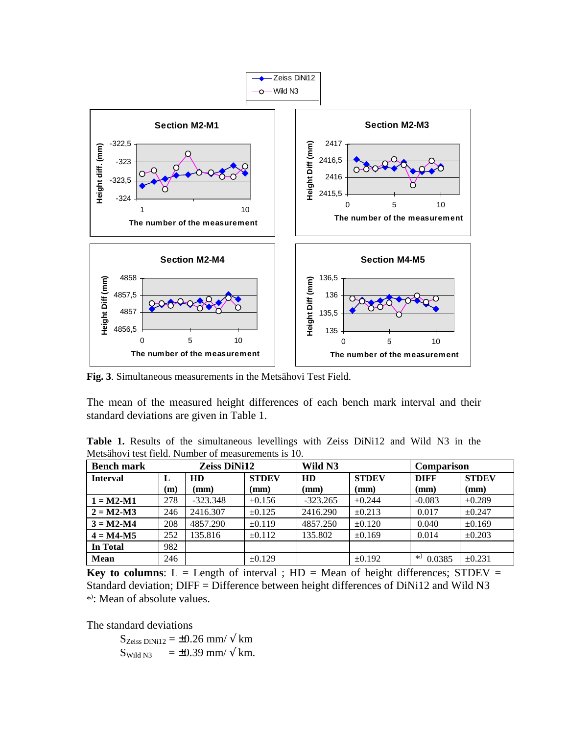**Fig. 3**. Simultaneous measurements in the Metsähovi Test Field.

The mean of the measured height differences of each bench mark interval and their standard deviations are given in Table 1.

**Table 1.** Results of the simultaneous levellings with Zeiss DiNi12 and Wild N3 in the Metsähovi test field. Number of measurements is 10.

| **Bench mark** | **Zeiss DiNi12** | | | **Wild N3** | | **Comparison** | |
|---|---|---|---|---|---|---|---|
| **Interval** | **L (m)** | **HD (mm)** | **STDEV (mm)** | **HD (mm)** | **STDEV (mm)** | **DIFF (mm)** | **STDEV (mm)** |
| **1 = M2-M1** | 278 | -323.348 | ±0.156 | -323.265 | ±0.244 | -0.083 | ±0.289 |
| **2 = M2-M3** | 246 | 2416.307 | ±0.125 | 2416.290 | ±0.213 | 0.017 | ±0.247 |
| **3 = M2-M4** | 208 | 4857.290 | ±0.119 | 4857.250 | ±0.120 | 0.040 | ±0.169 |
| **4 = M4-M5** | 252 | 135.816 | ±0.112 | 135.802 | ±0.169 | 0.014 | ±0.203 |
| **In Total** | 982 | | | | | | |
| **Mean** | 246 | | ±0.129 | | ±0.192 | *) 0.0385 | ±0.231 |

**Key to columns**: L = Length of interval ; HD = Mean of height differences; STDEV = Standard deviation; DIFF = Difference between height differences of DiNi12 and Wild N3
*): Mean of absolute values.

The standard deviations

$S_{\text{Zeiss DiNi12}} = \pm 0.26 \text{ mm}/\sqrt{\text{km}}$
$S_{\text{Wild N3}} = \pm 0.39 \text{ mm}/\sqrt{\text{km}}$.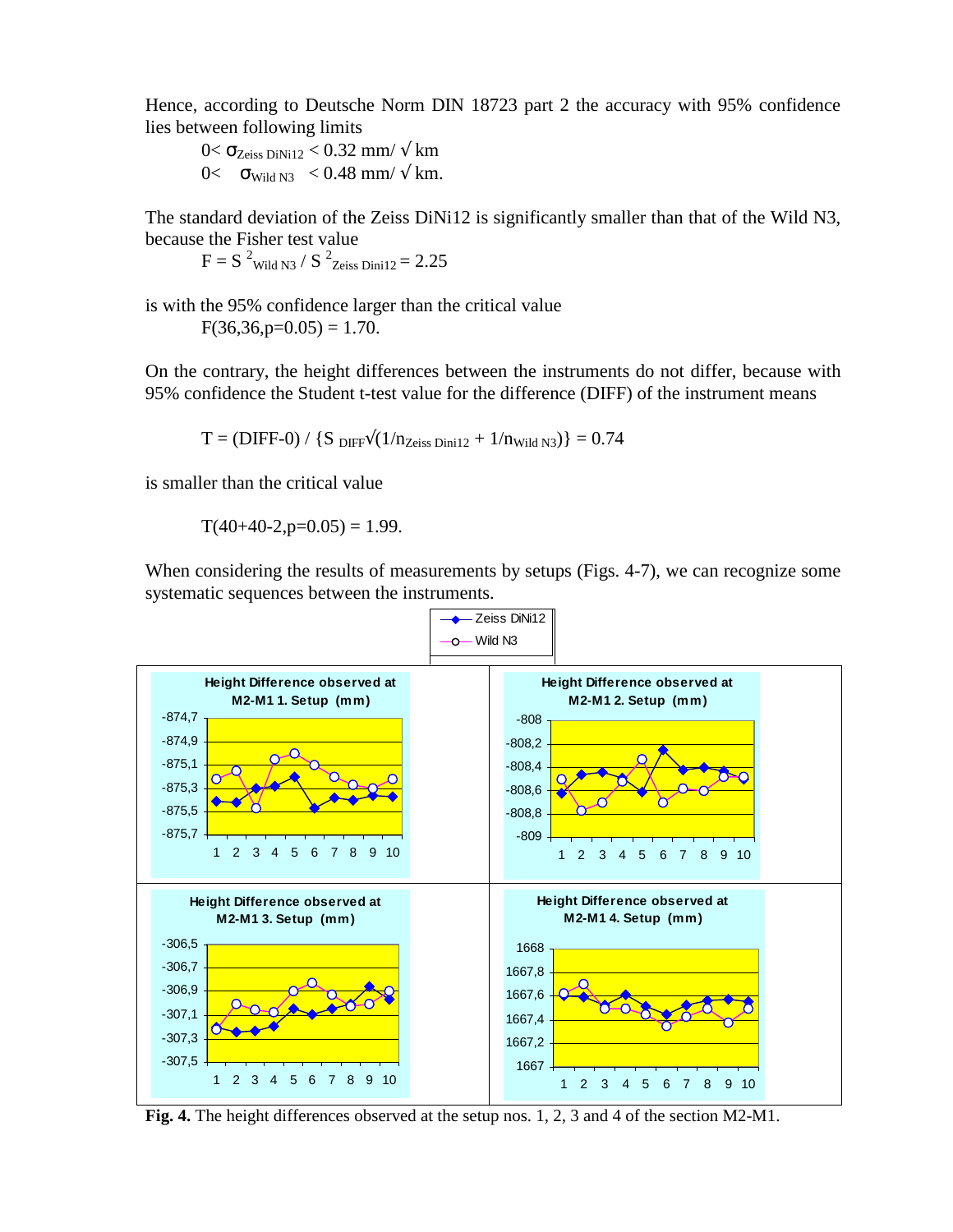Hence, according to Deutsche Norm DIN 18723 part 2 the accuracy with 95% confidence lies between following limits

$$0 < \sigma_{\text{Zeiss DiNi12}} < 0.32 \text{ mm}/\sqrt{\text{km}}$$

$$0 < \sigma_{\text{Wild N3}} < 0.48 \text{ mm}/\sqrt{\text{km}}.$$

The standard deviation of the Zeiss DiNi12 is significantly smaller than that of the Wild N3, because the Fisher test value

$$F = S^2_{\text{Wild N3}} / S^2_{\text{Zeiss Dini12}} = 2.25$$

is with the 95% confidence larger than the critical value

$$F(36,36,p=0.05) = 1.70.$$

On the contrary, the height differences between the instruments do not differ, because with 95% confidence the Student t-test value for the difference (DIFF) of the instrument means

$$T = (\text{DIFF}-0) / \{S_{\text{DIFF}}\sqrt{(1/n_{\text{Zeiss Dini12}} + 1/n_{\text{Wild N3}})}\} = 0.74$$

is smaller than the critical value

$$T(40+40-2,p=0.05) = 1.99.$$

When considering the results of measurements by setups (Figs. 4-7), we can recognize some systematic sequences between the instruments.

**Fig. 4.** The height differences observed at the setup nos. 1, 2, 3 and 4 of the section M2-M1.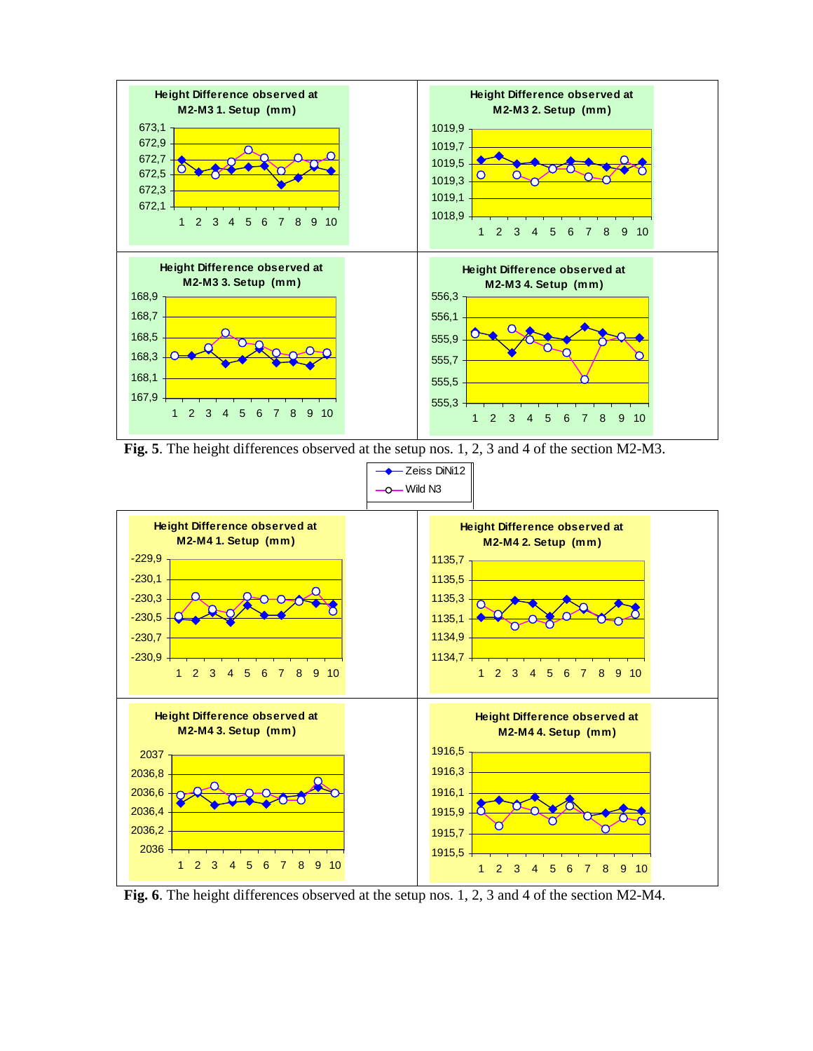**Fig. 5**. The height differences observed at the setup nos. 1, 2, 3 and 4 of the section M2-M3.

**Fig. 6**. The height differences observed at the setup nos. 1, 2, 3 and 4 of the section M2-M4.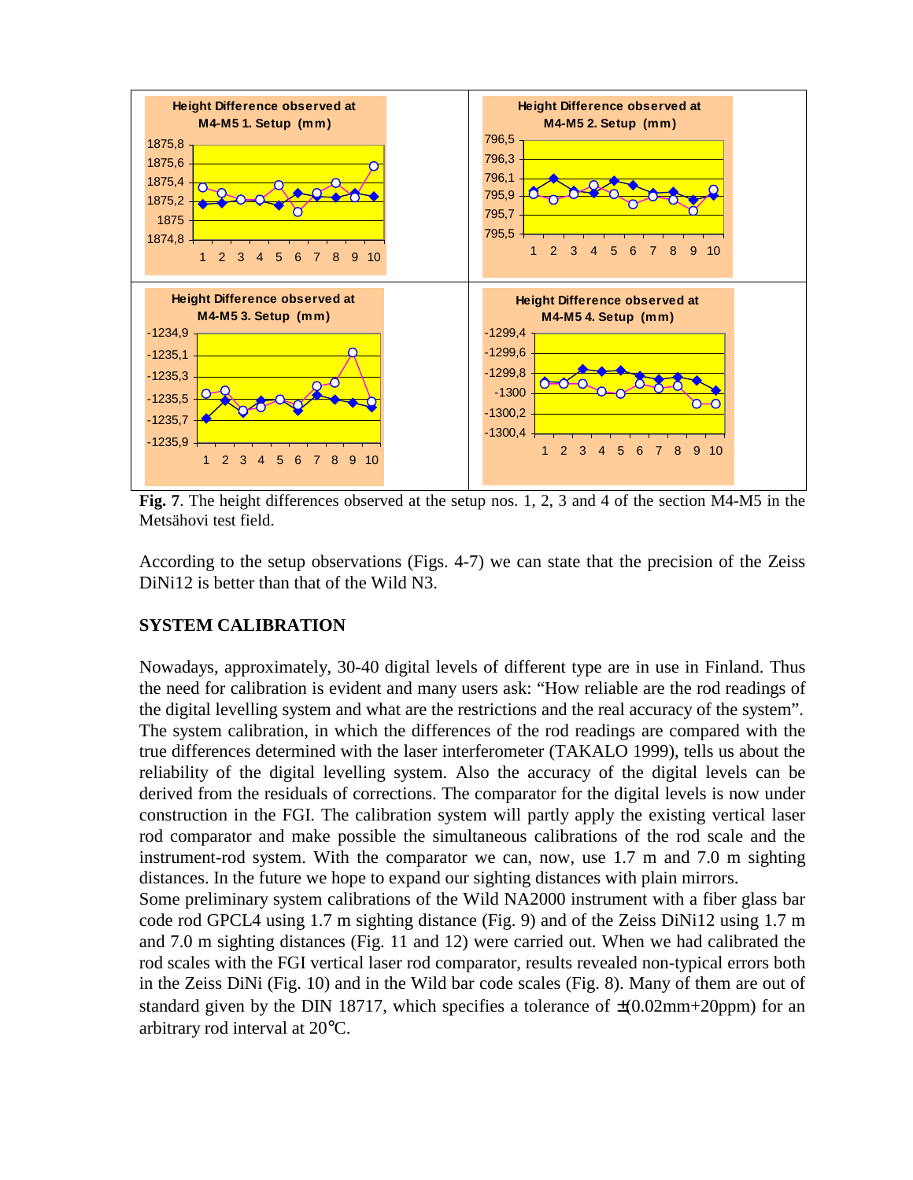**Fig. 7**. The height differences observed at the setup nos. 1, 2, 3 and 4 of the section M4-M5 in the Metsähovi test field.

According to the setup observations (Figs. 4-7) we can state that the precision of the Zeiss DiNi12 is better than that of the Wild N3.

## SYSTEM CALIBRATION

Nowadays, approximately, 30-40 digital levels of different type are in use in Finland. Thus the need for calibration is evident and many users ask: "How reliable are the rod readings of the digital levelling system and what are the restrictions and the real accuracy of the system". The system calibration, in which the differences of the rod readings are compared with the true differences determined with the laser interferometer (TAKALO 1999), tells us about the reliability of the digital levelling system. Also the accuracy of the digital levels can be derived from the residuals of corrections. The comparator for the digital levels is now under construction in the FGI. The calibration system will partly apply the existing vertical laser rod comparator and make possible the simultaneous calibrations of the rod scale and the instrument-rod system. With the comparator we can, now, use 1.7 m and 7.0 m sighting distances. In the future we hope to expand our sighting distances with plain mirrors.

Some preliminary system calibrations of the Wild NA2000 instrument with a fiber glass bar code rod GPCL4 using 1.7 m sighting distance (Fig. 9) and of the Zeiss DiNi12 using 1.7 m and 7.0 m sighting distances (Fig. 11 and 12) were carried out. When we had calibrated the rod scales with the FGI vertical laser rod comparator, results revealed non-typical errors both in the Zeiss DiNi (Fig. 10) and in the Wild bar code scales (Fig. 8). Many of them are out of standard given by the DIN 18717, which specifies a tolerance of $\pm$(0.02mm+20ppm) for an arbitrary rod interval at 20°C.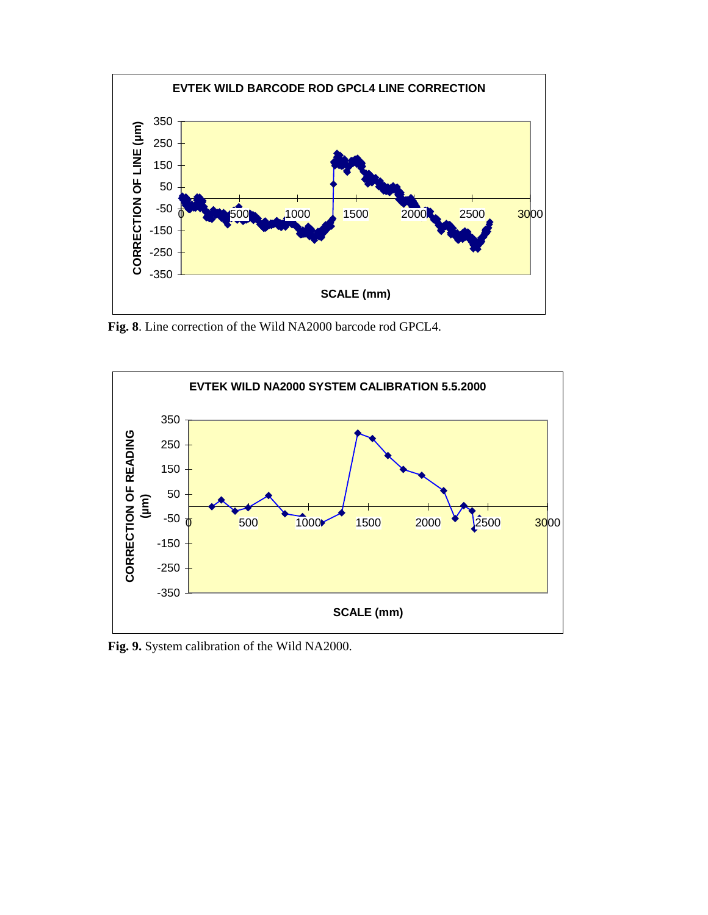**Fig. 8**. Line correction of the Wild NA2000 barcode rod GPCL4.

**Fig. 9.** System calibration of the Wild NA2000.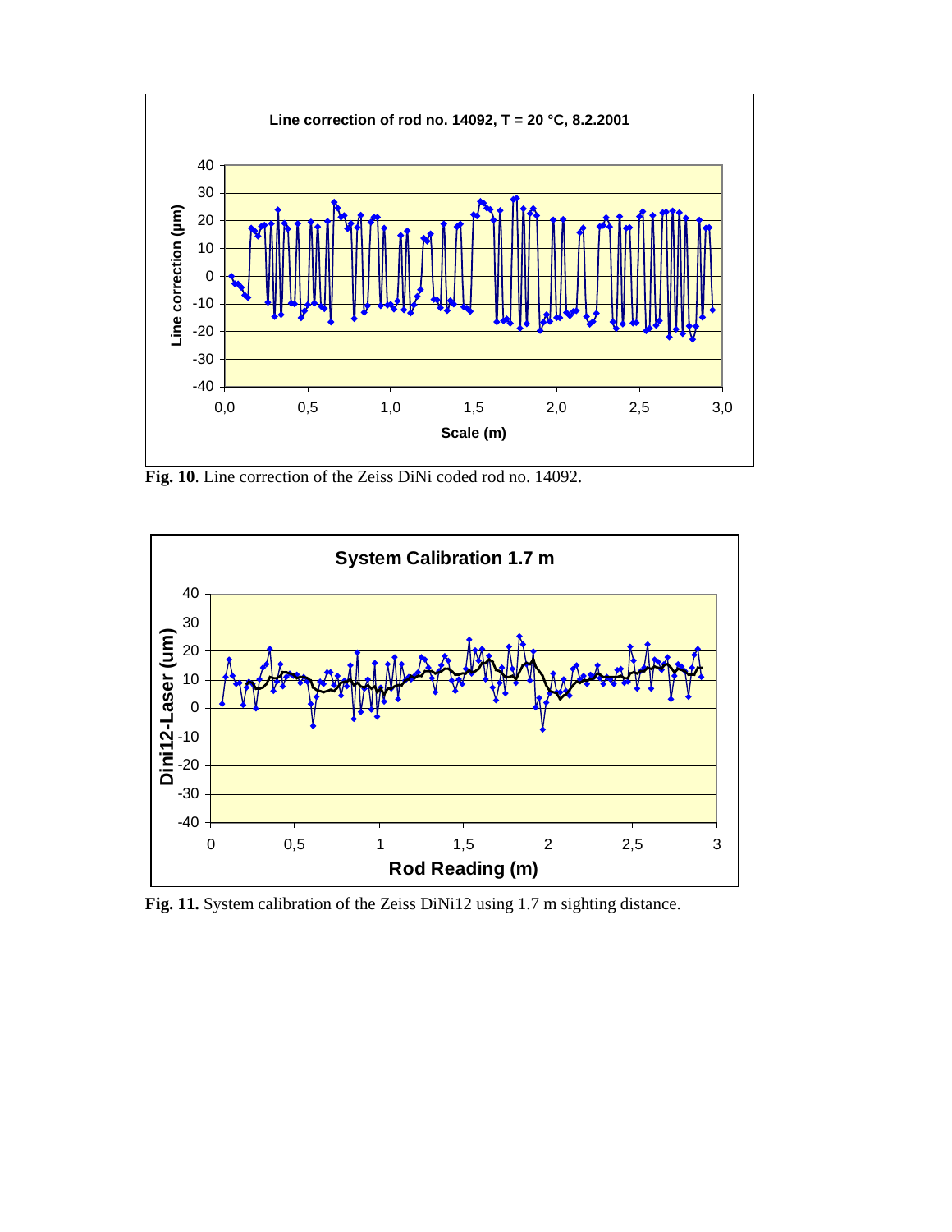**Fig. 10**. Line correction of the Zeiss DiNi coded rod no. 14092.

**Fig. 11.** System calibration of the Zeiss DiNi12 using 1.7 m sighting distance.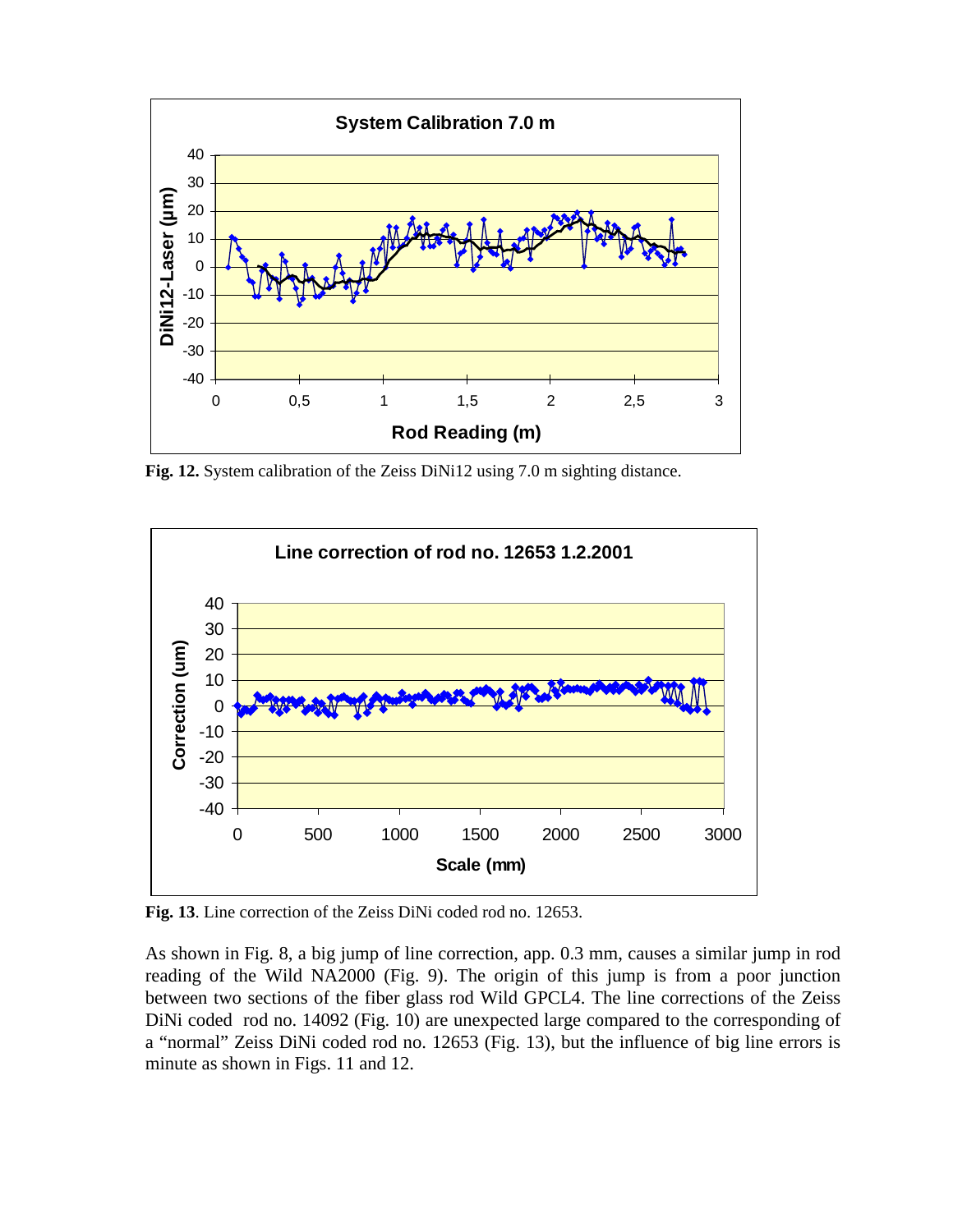**Fig. 12.** System calibration of the Zeiss DiNi12 using 7.0 m sighting distance.

**Fig. 13**. Line correction of the Zeiss DiNi coded rod no. 12653.

As shown in Fig. 8, a big jump of line correction, app. 0.3 mm, causes a similar jump in rod reading of the Wild NA2000 (Fig. 9). The origin of this jump is from a poor junction between two sections of the fiber glass rod Wild GPCL4. The line corrections of the Zeiss DiNi coded rod no. 14092 (Fig. 10) are unexpected large compared to the corresponding of a "normal" Zeiss DiNi coded rod no. 12653 (Fig. 13), but the influence of big line errors is minute as shown in Figs. 11 and 12.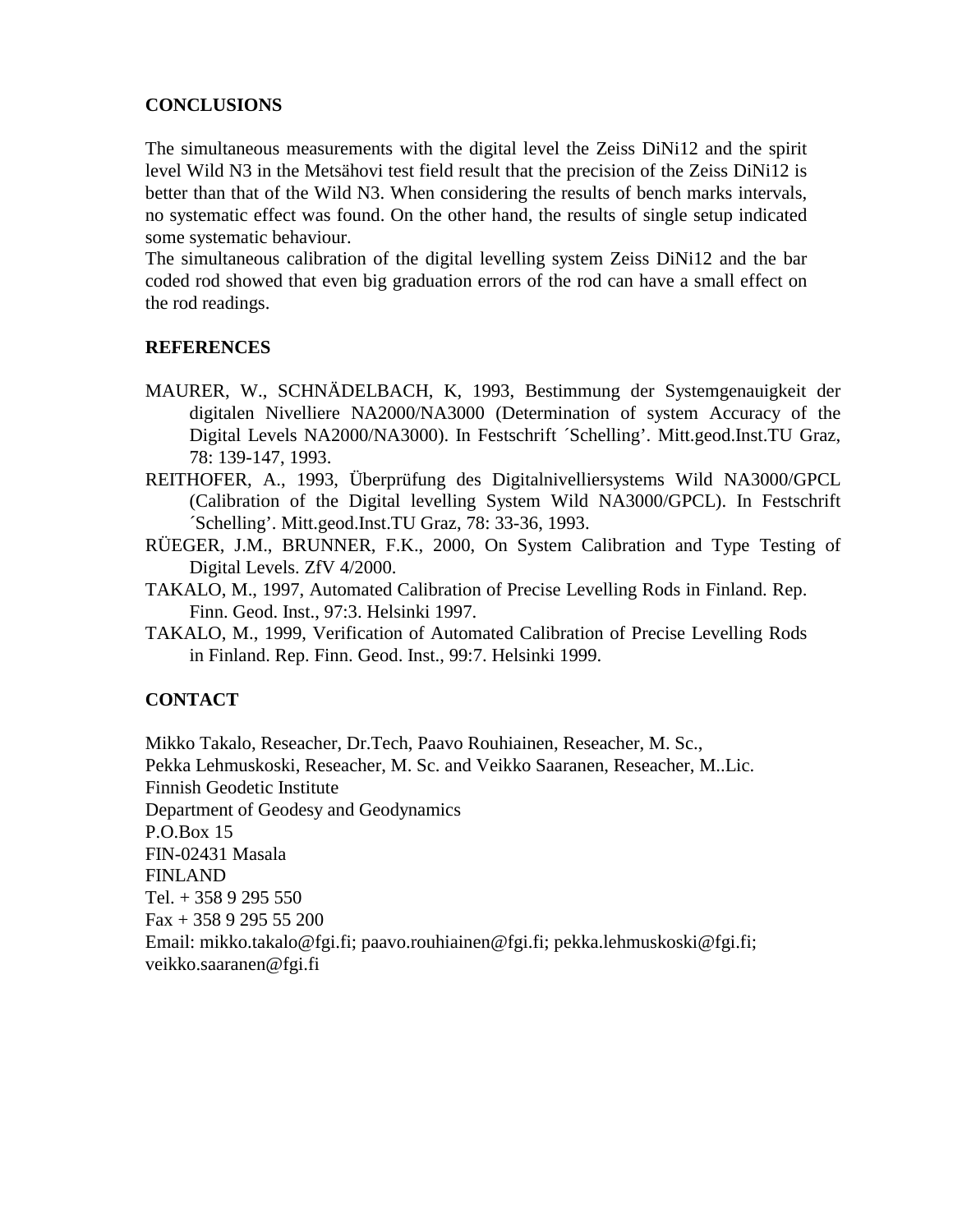## CONCLUSIONS

The simultaneous measurements with the digital level the Zeiss DiNi12 and the spirit level Wild N3 in the Metsähovi test field result that the precision of the Zeiss DiNi12 is better than that of the Wild N3. When considering the results of bench marks intervals, no systematic effect was found. On the other hand, the results of single setup indicated some systematic behaviour.
The simultaneous calibration of the digital levelling system Zeiss DiNi12 and the bar coded rod showed that even big graduation errors of the rod can have a small effect on the rod readings.

## REFERENCES

MAURER, W., SCHNÄDELBACH, K, 1993, Bestimmung der Systemgenauigkeit der digitalen Nivelliere NA2000/NA3000 (Determination of system Accuracy of the Digital Levels NA2000/NA3000). In Festschrift ´Schelling’. Mitt.geod.Inst.TU Graz, 78: 139-147, 1993.

REITHOFER, A., 1993, Überprüfung des Digitalnivelliersystems Wild NA3000/GPCL (Calibration of the Digital levelling System Wild NA3000/GPCL). In Festschrift ´Schelling’. Mitt.geod.Inst.TU Graz, 78: 33-36, 1993.

RÜEGER, J.M., BRUNNER, F.K., 2000, On System Calibration and Type Testing of Digital Levels. ZfV 4/2000.

TAKALO, M., 1997, Automated Calibration of Precise Levelling Rods in Finland. Rep. Finn. Geod. Inst., 97:3. Helsinki 1997.

TAKALO, M., 1999, Verification of Automated Calibration of Precise Levelling Rods in Finland. Rep. Finn. Geod. Inst., 99:7. Helsinki 1999.

## CONTACT

Mikko Takalo, Reseacher, Dr.Tech, Paavo Rouhiainen, Reseacher, M. Sc.,
Pekka Lehmuskoski, Reseacher, M. Sc. and Veikko Saaranen, Reseacher, M..Lic.
Finnish Geodetic Institute
Department of Geodesy and Geodynamics
P.O.Box 15
FIN-02431 Masala
FINLAND
Tel. + 358 9 295 550
Fax + 358 9 295 55 200
Email: mikko.takalo@fgi.fi; paavo.rouhiainen@fgi.fi; pekka.lehmuskoski@fgi.fi; veikko.saaranen@fgi.fi